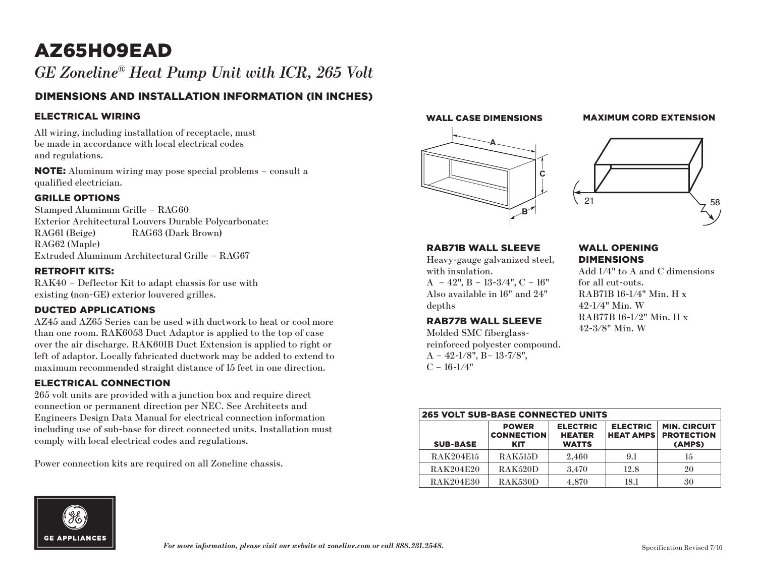# AZ65H09EAD

*GE Zoneline® Heat Pump Unit with ICR, 265 Volt*

## DIMENSIONS AND INSTALLATION INFORMATION (IN INCHES)

### ELECTRICAL WIRING

All wiring, including installation of receptacle, must be made in accordance with local electrical codes and regulations.

**NOTE:** Aluminum wiring may pose special problems – consult a qualified electrician.

### GRILLE OPTIONS

Stamped Aluminum Grille – RAG60
Exterior Architectural Louvers Durable Polycarbonate:
RAG61 (Beige) RAG63 (Dark Brown)
RAG62 (Maple)
Extruded Aluminum Architectural Grille – RAG67

### RETROFIT KITS:

RAK40 – Deflector Kit to adapt chassis for use with existing (non-GE) exterior louvered grilles.

### DUCTED APPLICATIONS

AZ45 and AZ65 Series can be used with ductwork to heat or cool more than one room. RAK6053 Duct Adaptor is applied to the top of case over the air discharge. RAK601B Duct Extension is applied to right or left of adaptor. Locally fabricated ductwork may be added to extend to maximum recommended straight distance of 15 feet in one direction.

### ELECTRICAL CONNECTION

265 volt units are provided with a junction box and require direct connection or permanent direction per NEC. See Architects and Engineers Design Data Manual for electrical connection information including use of sub-base for direct connected units. Installation must comply with local electrical codes and regulations.

Power connection kits are required on all Zoneline chassis.

### WALL CASE DIMENSIONS

A
C
B

### MAXIMUM CORD EXTENSION

21
58

### RAB71B WALL SLEEVE

Heavy-gauge galvanized steel, with insulation.
A – 42", B – 13-3/4", C – 16"
Also available in 16" and 24" depths

### RAB77B WALL SLEEVE

Molded SMC fiberglass-reinforced polyester compound.
A – 42-1/8", B– 13-7/8",
C – 16-1/4"

### WALL OPENING DIMENSIONS

Add 1/4" to A and C dimensions for all cut-outs.
RAB71B 16-1/4" Min. H x 42-1/4" Min. W
RAB77B 16-1/2" Min. H x 42-3/8" Min. W

**265 VOLT SUB-BASE CONNECTED UNITS**

| SUB-BASE | POWER CONNECTION KIT | ELECTRIC HEATER WATTS | ELECTRIC HEAT AMPS | MIN. CIRCUIT PROTECTION (AMPS) |
|---|---|---|---|---|
| RAK204E15 | RAK515D | 2,460 | 9.1 | 15 |
| RAK204E20 | RAK520D | 3,470 | 12.8 | 20 |
| RAK204E30 | RAK530D | 4,870 | 18.1 | 30 |

GE APPLIANCES

*For more information, please visit our website at zoneline.com or call 888.231.2548.*

Specification Revised 7/16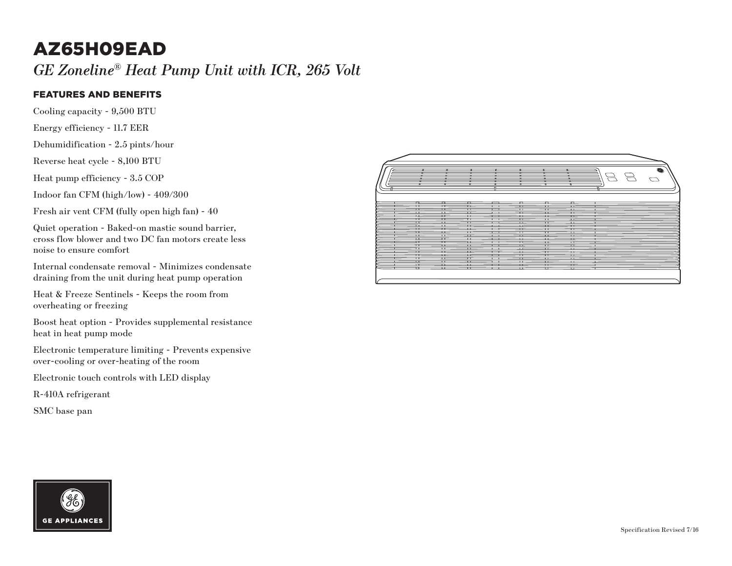# AZ65H09EAD

## *GE Zoneline® Heat Pump Unit with ICR, 265 Volt*

### FEATURES AND BENEFITS

Cooling capacity - 9,500 BTU

Energy efficiency - 11.7 EER

Dehumidification - 2.5 pints/hour

Reverse heat cycle - 8,100 BTU

Heat pump efficiency - 3.5 COP

Indoor fan CFM (high/low) - 409/300

Fresh air vent CFM (fully open high fan) - 40

Quiet operation - Baked-on mastic sound barrier, cross flow blower and two DC fan motors create less noise to ensure comfort

Internal condensate removal - Minimizes condensate draining from the unit during heat pump operation

Heat & Freeze Sentinels - Keeps the room from overheating or freezing

Boost heat option - Provides supplemental resistance heat in heat pump mode

Electronic temperature limiting - Prevents expensive over-cooling or over-heating of the room

Electronic touch controls with LED display

R-410A refrigerant

SMC base pan

GE APPLIANCES

Specification Revised 7/16